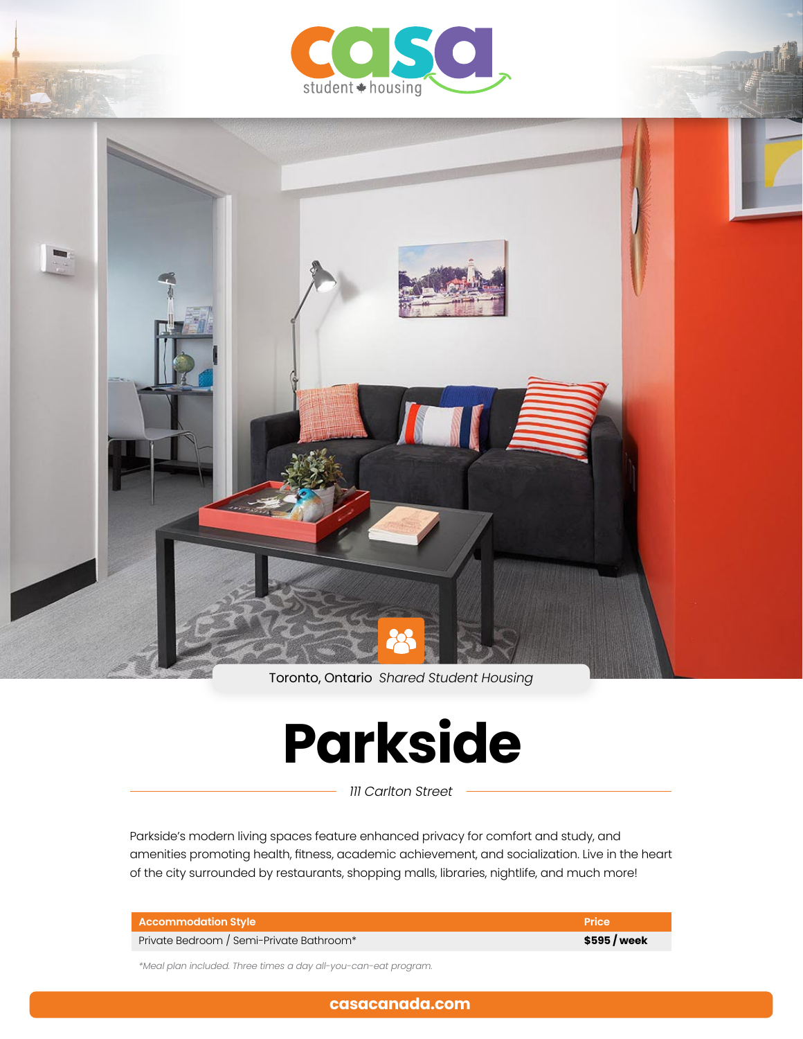casa student housing

Toronto, Ontario *Shared Student Housing*

# Parkside

*111 Carlton Street*

Parkside's modern living spaces feature enhanced privacy for comfort and study, and amenities promoting health, fitness, academic achievement, and socialization. Live in the heart of the city surrounded by restaurants, shopping malls, libraries, nightlife, and much more!

| Accommodation Style | Price |
|---|---|
| Private Bedroom / Semi-Private Bathroom* | **$595 / week** |

*\*Meal plan included. Three times a day all-you-can-eat program.*

**casacanada.com**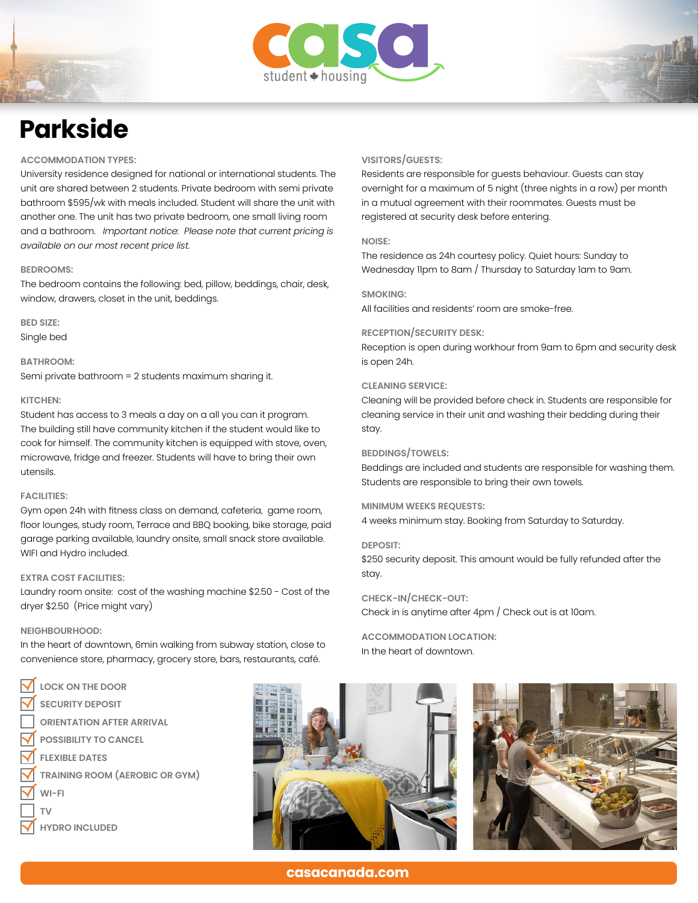# Parkside

**ACCOMMODATION TYPES:**
University residence designed for national or international students. The unit are shared between 2 students. Private bedroom with semi private bathroom $595/wk with meals included. Student will share the unit with another one. The unit has two private bedroom, one small living room and a bathroom. *Important notice: Please note that current pricing is available on our most recent price list.*

**BEDROOMS:**
The bedroom contains the following: bed, pillow, beddings, chair, desk, window, drawers, closet in the unit, beddings.

**BED SIZE:**
Single bed

**BATHROOM:**
Semi private bathroom = 2 students maximum sharing it.

**KITCHEN:**
Student has access to 3 meals a day on a all you can it program. The building still have community kitchen if the student would like to cook for himself. The community kitchen is equipped with stove, oven, microwave, fridge and freezer. Students will have to bring their own utensils.

**FACILITIES:**
Gym open 24h with fitness class on demand, cafeteria, game room, floor lounges, study room, Terrace and BBQ booking, bike storage, paid garage parking available, laundry onsite, small snack store available. WIFI and Hydro included.

**EXTRA COST FACILITIES:**
Laundry room onsite: cost of the washing machine $2.50 - Cost of the dryer $2.50 (Price might vary)

**NEIGHBOURHOOD:**
In the heart of downtown, 6min walking from subway station, close to convenience store, pharmacy, grocery store, bars, restaurants, café.

**VISITORS/GUESTS:**
Residents are responsible for guests behaviour. Guests can stay overnight for a maximum of 5 night (three nights in a row) per month in a mutual agreement with their roommates. Guests must be registered at security desk before entering.

**NOISE:**
The residence as 24h courtesy policy. Quiet hours: Sunday to Wednesday 11pm to 8am / Thursday to Saturday 1am to 9am.

**SMOKING:**
All facilities and residents' room are smoke-free.

**RECEPTION/SECURITY DESK:**
Reception is open during workhour from 9am to 6pm and security desk is open 24h.

**CLEANING SERVICE:**
Cleaning will be provided before check in. Students are responsible for cleaning service in their unit and washing their bedding during their stay.

**BEDDINGS/TOWELS:**
Beddings are included and students are responsible for washing them. Students are responsible to bring their own towels.

**MINIMUM WEEKS REQUESTS:**
4 weeks minimum stay. Booking from Saturday to Saturday.

**DEPOSIT:**
$250 security deposit. This amount would be fully refunded after the stay.

**CHECK-IN/CHECK-OUT:**
Check in is anytime after 4pm / Check out is at 10am.

**ACCOMMODATION LOCATION:**
In the heart of downtown.

- [x] LOCK ON THE DOOR
- [x] SECURITY DEPOSIT
- [ ] ORIENTATION AFTER ARRIVAL
- [x] POSSIBILITY TO CANCEL
- [x] FLEXIBLE DATES
- [x] TRAINING ROOM (AEROBIC OR GYM)
- [x] WI-FI
- [ ] TV
- [x] HYDRO INCLUDED

casacanada.com